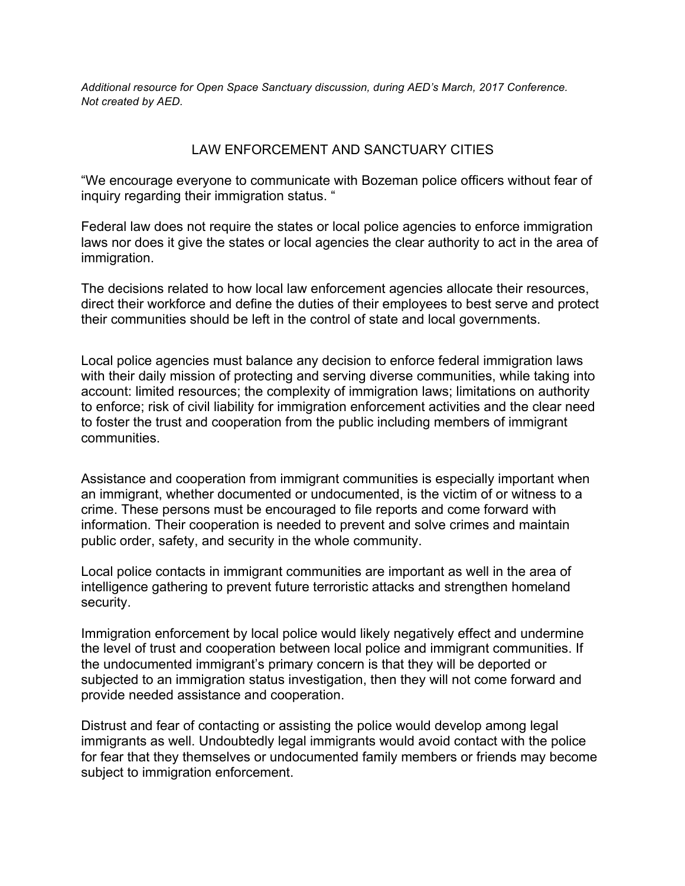*Additional resource for Open Space Sanctuary discussion, during AED's March, 2017 Conference. Not created by AED.*

# LAW ENFORCEMENT AND SANCTUARY CITIES

"We encourage everyone to communicate with Bozeman police officers without fear of inquiry regarding their immigration status. "

Federal law does not require the states or local police agencies to enforce immigration laws nor does it give the states or local agencies the clear authority to act in the area of immigration.

The decisions related to how local law enforcement agencies allocate their resources, direct their workforce and define the duties of their employees to best serve and protect their communities should be left in the control of state and local governments.

Local police agencies must balance any decision to enforce federal immigration laws with their daily mission of protecting and serving diverse communities, while taking into account: limited resources; the complexity of immigration laws; limitations on authority to enforce; risk of civil liability for immigration enforcement activities and the clear need to foster the trust and cooperation from the public including members of immigrant communities.

Assistance and cooperation from immigrant communities is especially important when an immigrant, whether documented or undocumented, is the victim of or witness to a crime. These persons must be encouraged to file reports and come forward with information. Their cooperation is needed to prevent and solve crimes and maintain public order, safety, and security in the whole community.

Local police contacts in immigrant communities are important as well in the area of intelligence gathering to prevent future terroristic attacks and strengthen homeland security.

Immigration enforcement by local police would likely negatively effect and undermine the level of trust and cooperation between local police and immigrant communities. If the undocumented immigrant's primary concern is that they will be deported or subjected to an immigration status investigation, then they will not come forward and provide needed assistance and cooperation.

Distrust and fear of contacting or assisting the police would develop among legal immigrants as well. Undoubtedly legal immigrants would avoid contact with the police for fear that they themselves or undocumented family members or friends may become subject to immigration enforcement.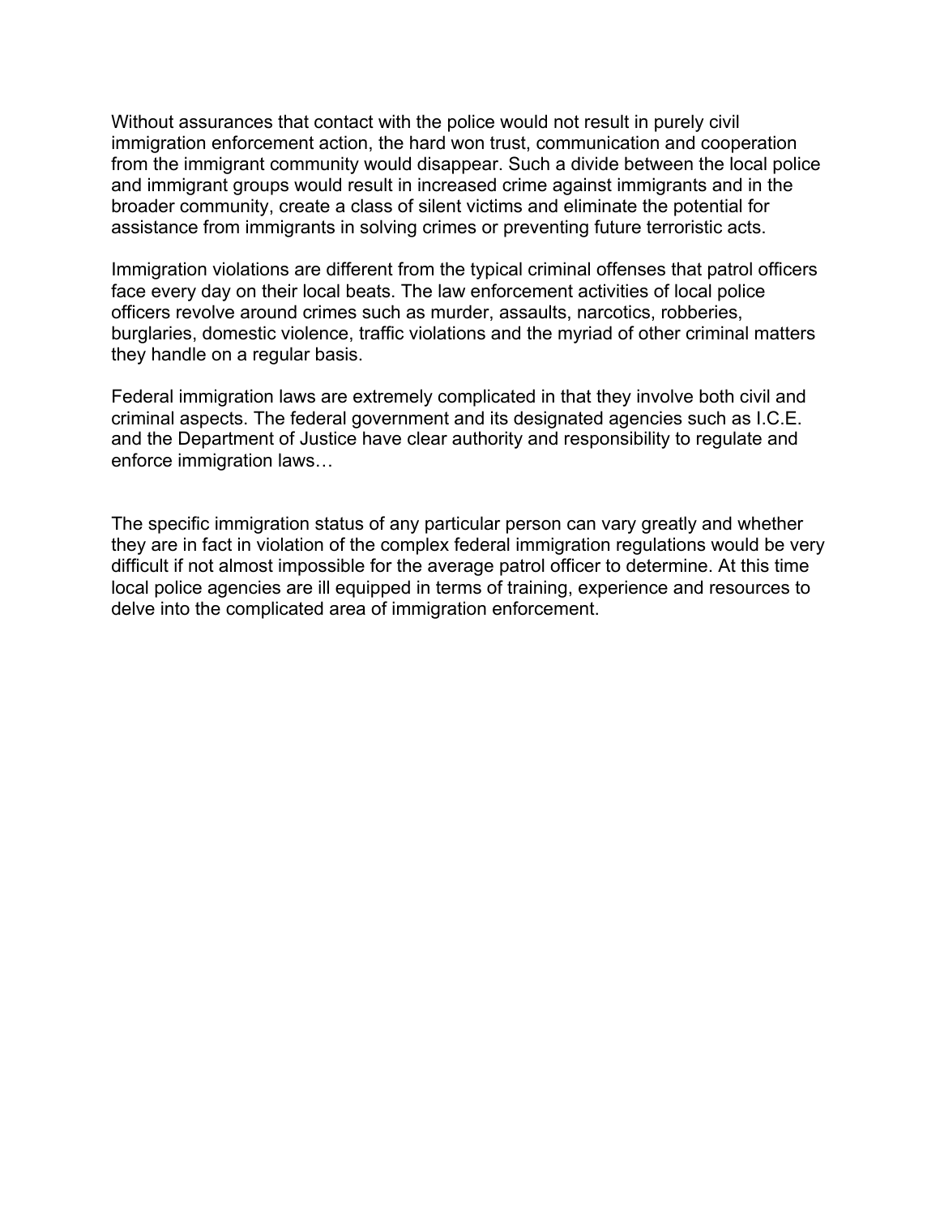Without assurances that contact with the police would not result in purely civil immigration enforcement action, the hard won trust, communication and cooperation from the immigrant community would disappear. Such a divide between the local police and immigrant groups would result in increased crime against immigrants and in the broader community, create a class of silent victims and eliminate the potential for assistance from immigrants in solving crimes or preventing future terroristic acts.

Immigration violations are different from the typical criminal offenses that patrol officers face every day on their local beats. The law enforcement activities of local police officers revolve around crimes such as murder, assaults, narcotics, robberies, burglaries, domestic violence, traffic violations and the myriad of other criminal matters they handle on a regular basis.

Federal immigration laws are extremely complicated in that they involve both civil and criminal aspects. The federal government and its designated agencies such as I.C.E. and the Department of Justice have clear authority and responsibility to regulate and enforce immigration laws…

The specific immigration status of any particular person can vary greatly and whether they are in fact in violation of the complex federal immigration regulations would be very difficult if not almost impossible for the average patrol officer to determine. At this time local police agencies are ill equipped in terms of training, experience and resources to delve into the complicated area of immigration enforcement.